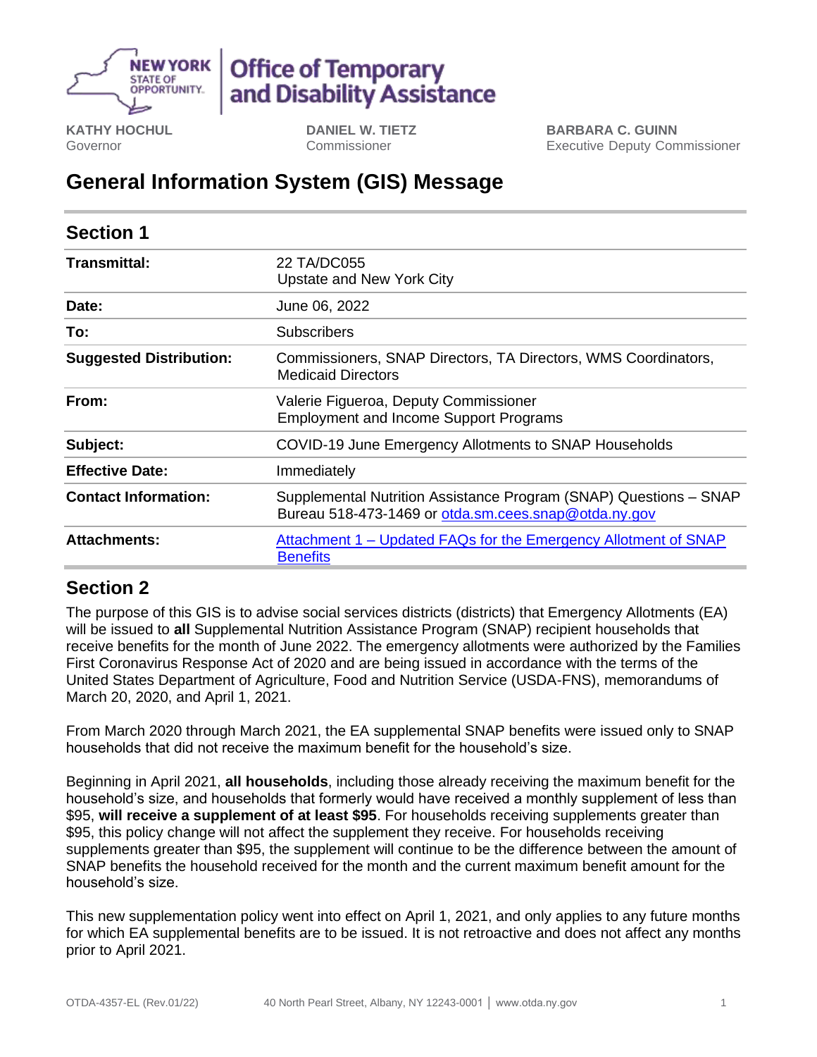NEW YORK STATE OF OPPORTUNITY. | Office of Temporary and Disability Assistance

**KATHY HOCHUL**
Governor

**DANIEL W. TIETZ**
Commissioner

**BARBARA C. GUINN**
Executive Deputy Commissioner

# General Information System (GIS) Message

## Section 1

| | |
|---|---|
| **Transmittal:** | 22 TA/DC055<br>Upstate and New York City |
| **Date:** | June 06, 2022 |
| **To:** | Subscribers |
| **Suggested Distribution:** | Commissioners, SNAP Directors, TA Directors, WMS Coordinators, Medicaid Directors |
| **From:** | Valerie Figueroa, Deputy Commissioner<br>Employment and Income Support Programs |
| **Subject:** | COVID-19 June Emergency Allotments to SNAP Households |
| **Effective Date:** | Immediately |
| **Contact Information:** | Supplemental Nutrition Assistance Program (SNAP) Questions – SNAP Bureau 518-473-1469 or otda.sm.cees.snap@otda.ny.gov |
| **Attachments:** | Attachment 1 – Updated FAQs for the Emergency Allotment of SNAP Benefits |

## Section 2

The purpose of this GIS is to advise social services districts (districts) that Emergency Allotments (EA) will be issued to **all** Supplemental Nutrition Assistance Program (SNAP) recipient households that receive benefits for the month of June 2022. The emergency allotments were authorized by the Families First Coronavirus Response Act of 2020 and are being issued in accordance with the terms of the United States Department of Agriculture, Food and Nutrition Service (USDA-FNS), memorandums of March 20, 2020, and April 1, 2021.

From March 2020 through March 2021, the EA supplemental SNAP benefits were issued only to SNAP households that did not receive the maximum benefit for the household's size.

Beginning in April 2021, **all households**, including those already receiving the maximum benefit for the household's size, and households that formerly would have received a monthly supplement of less than $95, **will receive a supplement of at least $95**. For households receiving supplements greater than $95, this policy change will not affect the supplement they receive. For households receiving supplements greater than $95, the supplement will continue to be the difference between the amount of SNAP benefits the household received for the month and the current maximum benefit amount for the household's size.

This new supplementation policy went into effect on April 1, 2021, and only applies to any future months for which EA supplemental benefits are to be issued. It is not retroactive and does not affect any months prior to April 2021.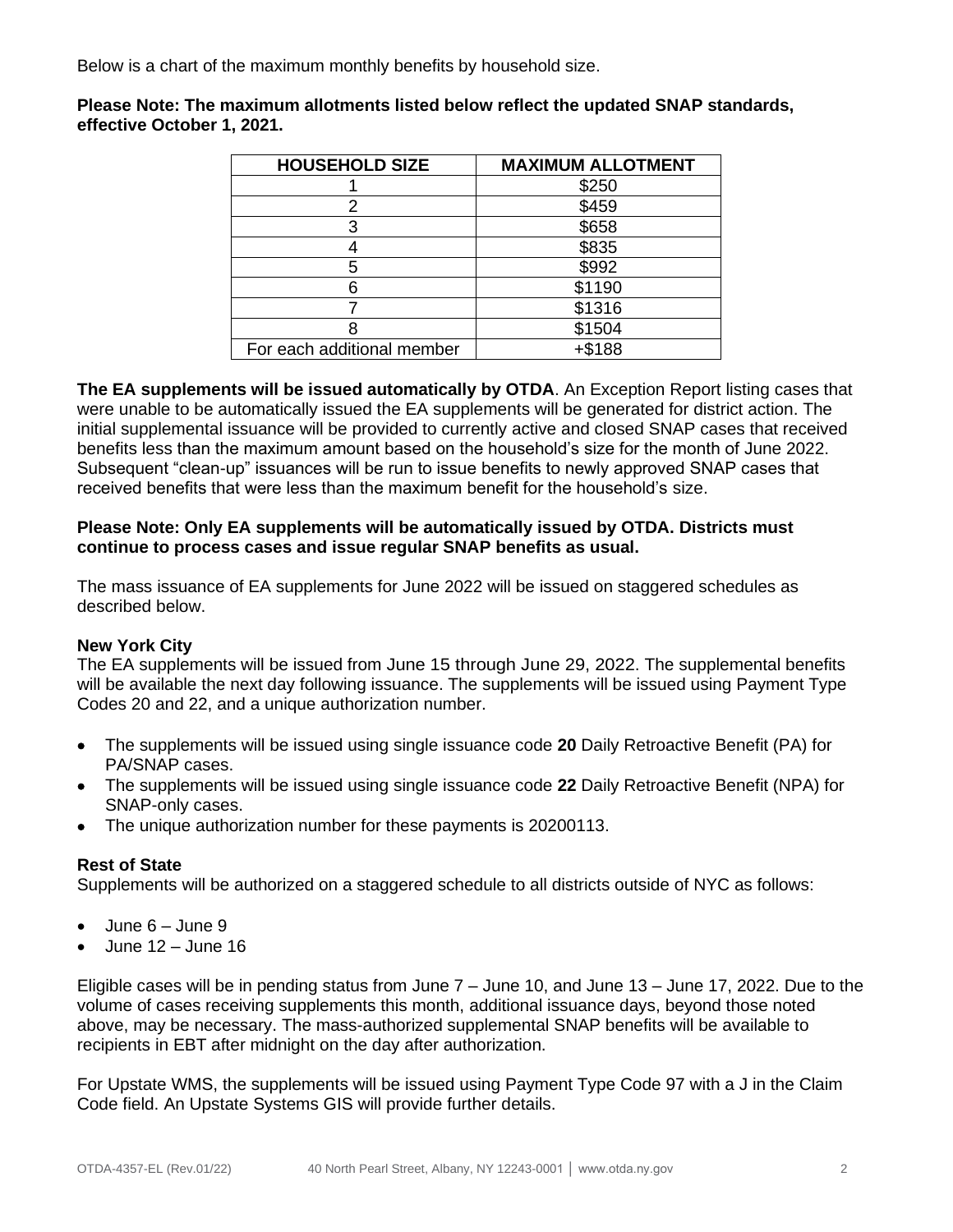Below is a chart of the maximum monthly benefits by household size.

**Please Note: The maximum allotments listed below reflect the updated SNAP standards, effective October 1, 2021.**

| HOUSEHOLD SIZE | MAXIMUM ALLOTMENT |
|---|---|
| 1 | $250 |
| 2 | $459 |
| 3 | $658 |
| 4 | $835 |
| 5 | $992 |
| 6 | $1190 |
| 7 | $1316 |
| 8 | $1504 |
| For each additional member | +$188 |

**The EA supplements will be issued automatically by OTDA**. An Exception Report listing cases that were unable to be automatically issued the EA supplements will be generated for district action. The initial supplemental issuance will be provided to currently active and closed SNAP cases that received benefits less than the maximum amount based on the household's size for the month of June 2022. Subsequent "clean-up" issuances will be run to issue benefits to newly approved SNAP cases that received benefits that were less than the maximum benefit for the household's size.

**Please Note: Only EA supplements will be automatically issued by OTDA. Districts must continue to process cases and issue regular SNAP benefits as usual.**

The mass issuance of EA supplements for June 2022 will be issued on staggered schedules as described below.

**New York City**

The EA supplements will be issued from June 15 through June 29, 2022. The supplemental benefits will be available the next day following issuance. The supplements will be issued using Payment Type Codes 20 and 22, and a unique authorization number.

- The supplements will be issued using single issuance code **20** Daily Retroactive Benefit (PA) for PA/SNAP cases.
- The supplements will be issued using single issuance code **22** Daily Retroactive Benefit (NPA) for SNAP-only cases.
- The unique authorization number for these payments is 20200113.

**Rest of State**

Supplements will be authorized on a staggered schedule to all districts outside of NYC as follows:

- June 6 – June 9
- June 12 – June 16

Eligible cases will be in pending status from June 7 – June 10, and June 13 – June 17, 2022. Due to the volume of cases receiving supplements this month, additional issuance days, beyond those noted above, may be necessary. The mass-authorized supplemental SNAP benefits will be available to recipients in EBT after midnight on the day after authorization.

For Upstate WMS, the supplements will be issued using Payment Type Code 97 with a J in the Claim Code field. An Upstate Systems GIS will provide further details.